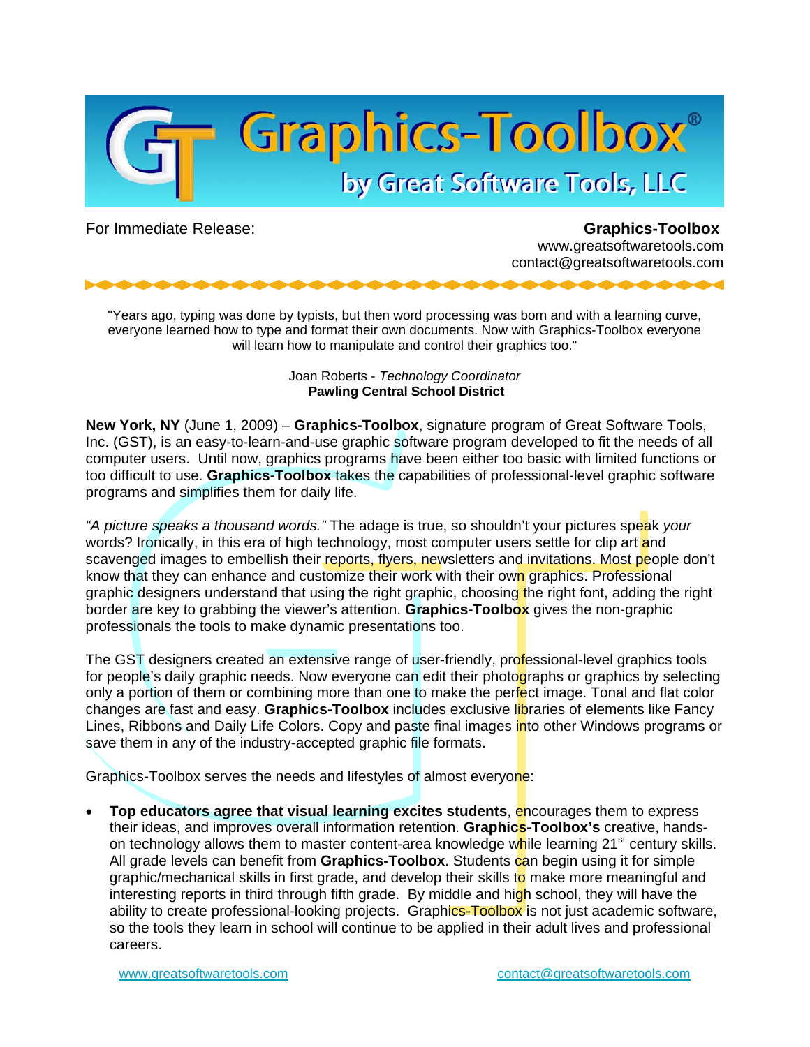# Graphics-Toolbox®

## by Great Software Tools, LLC

For Immediate Release:

**Graphics-Toolbox**
www.greatsoftwaretools.com
contact@greatsoftwaretools.com

"Years ago, typing was done by typists, but then word processing was born and with a learning curve, everyone learned how to type and format their own documents. Now with Graphics-Toolbox everyone will learn how to manipulate and control their graphics too."

Joan Roberts - *Technology Coordinator*
**Pawling Central School District**

**New York, NY** (June 1, 2009) – **Graphics-Toolbox**, signature program of Great Software Tools, Inc. (GST), is an easy-to-learn-and-use graphic software program developed to fit the needs of all computer users. Until now, graphics programs have been either too basic with limited functions or too difficult to use. **Graphics-Toolbox** takes the capabilities of professional-level graphic software programs and simplifies them for daily life.

*"A picture speaks a thousand words."* The adage is true, so shouldn't your pictures speak *your* words? Ironically, in this era of high technology, most computer users settle for clip art and scavenged images to embellish their reports, flyers, newsletters and invitations. Most people don't know that they can enhance and customize their work with their own graphics. Professional graphic designers understand that using the right graphic, choosing the right font, adding the right border are key to grabbing the viewer's attention. **Graphics-Toolbox** gives the non-graphic professionals the tools to make dynamic presentations too.

The GST designers created an extensive range of user-friendly, professional-level graphics tools for people's daily graphic needs. Now everyone can edit their photographs or graphics by selecting only a portion of them or combining more than one to make the perfect image. Tonal and flat color changes are fast and easy. **Graphics-Toolbox** includes exclusive libraries of elements like Fancy Lines, Ribbons and Daily Life Colors. Copy and paste final images into other Windows programs or save them in any of the industry-accepted graphic file formats.

Graphics-Toolbox serves the needs and lifestyles of almost everyone:

- **Top educators agree that visual learning excites students**, encourages them to express their ideas, and improves overall information retention. **Graphics-Toolbox's** creative, hands-on technology allows them to master content-area knowledge while learning 21st century skills. All grade levels can benefit from **Graphics-Toolbox**. Students can begin using it for simple graphic/mechanical skills in first grade, and develop their skills to make more meaningful and interesting reports in third through fifth grade. By middle and high school, they will have the ability to create professional-looking projects. Graphics-Toolbox is not just academic software, so the tools they learn in school will continue to be applied in their adult lives and professional careers.

www.greatsoftwaretools.com    contact@greatsoftwaretools.com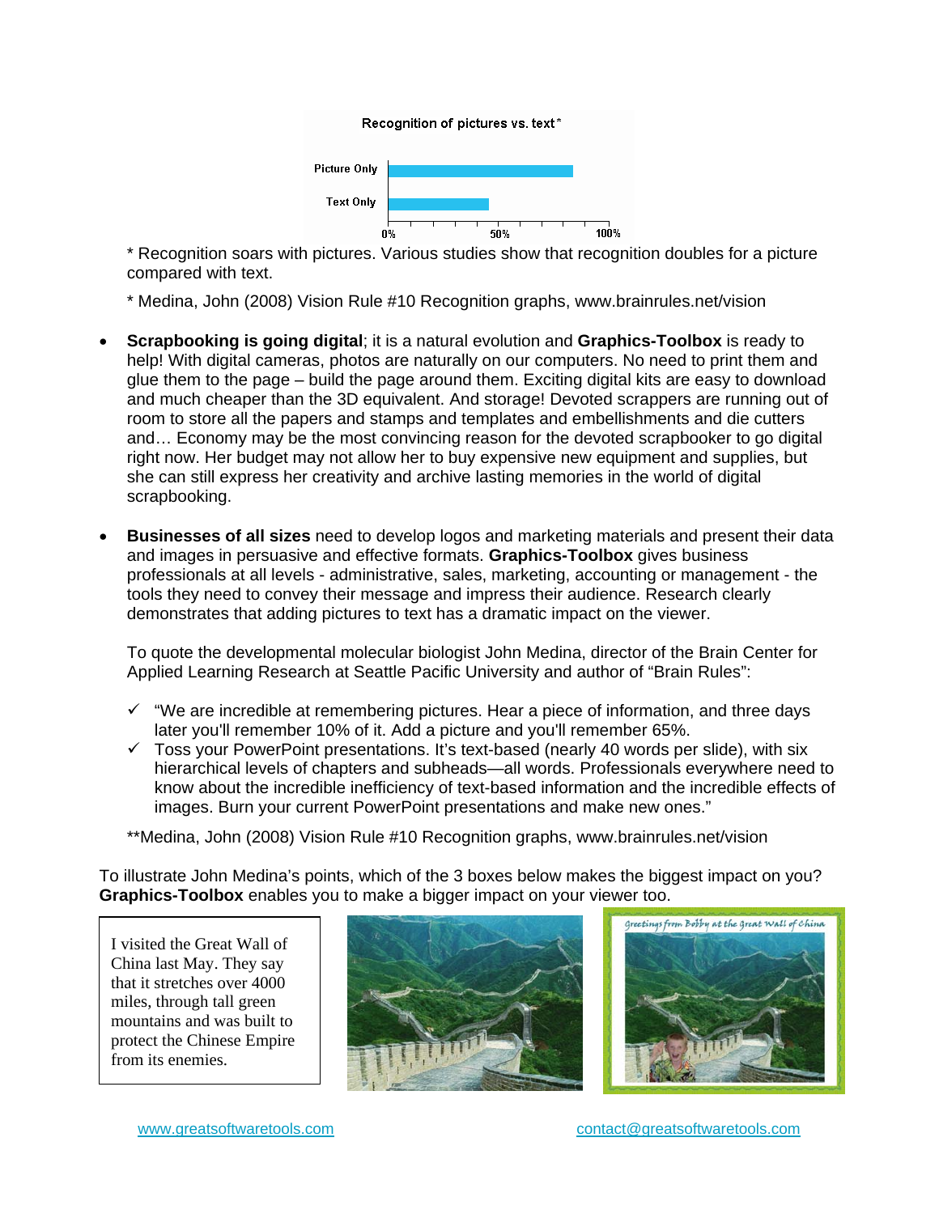Recognition of pictures vs. text*

Picture Only

Text Only

0% 50% 100%

\* Recognition soars with pictures. Various studies show that recognition doubles for a picture compared with text.

\* Medina, John (2008) Vision Rule #10 Recognition graphs, www.brainrules.net/vision

- **Scrapbooking is going digital**; it is a natural evolution and **Graphics-Toolbox** is ready to help! With digital cameras, photos are naturally on our computers. No need to print them and glue them to the page – build the page around them. Exciting digital kits are easy to download and much cheaper than the 3D equivalent. And storage! Devoted scrappers are running out of room to store all the papers and stamps and templates and embellishments and die cutters and… Economy may be the most convincing reason for the devoted scrapbooker to go digital right now. Her budget may not allow her to buy expensive new equipment and supplies, but she can still express her creativity and archive lasting memories in the world of digital scrapbooking.

- **Businesses of all sizes** need to develop logos and marketing materials and present their data and images in persuasive and effective formats. **Graphics-Toolbox** gives business professionals at all levels - administrative, sales, marketing, accounting or management - the tools they need to convey their message and impress their audience. Research clearly demonstrates that adding pictures to text has a dramatic impact on the viewer.

  To quote the developmental molecular biologist John Medina, director of the Brain Center for Applied Learning Research at Seattle Pacific University and author of "Brain Rules":

  - ✓ "We are incredible at remembering pictures. Hear a piece of information, and three days later you'll remember 10% of it. Add a picture and you'll remember 65%.
  - ✓ Toss your PowerPoint presentations. It's text-based (nearly 40 words per slide), with six hierarchical levels of chapters and subheads—all words. Professionals everywhere need to know about the incredible inefficiency of text-based information and the incredible effects of images. Burn your current PowerPoint presentations and make new ones."

  \*\*Medina, John (2008) Vision Rule #10 Recognition graphs, www.brainrules.net/vision

To illustrate John Medina's points, which of the 3 boxes below makes the biggest impact on you? **Graphics-Toolbox** enables you to make a bigger impact on your viewer too.

I visited the Great Wall of China last May. They say that it stretches over 4000 miles, through tall green mountains and was built to protect the Chinese Empire from its enemies.

Greetings from Bobby at the Great Wall of China

www.greatsoftwaretools.com contact@greatsoftwaretools.com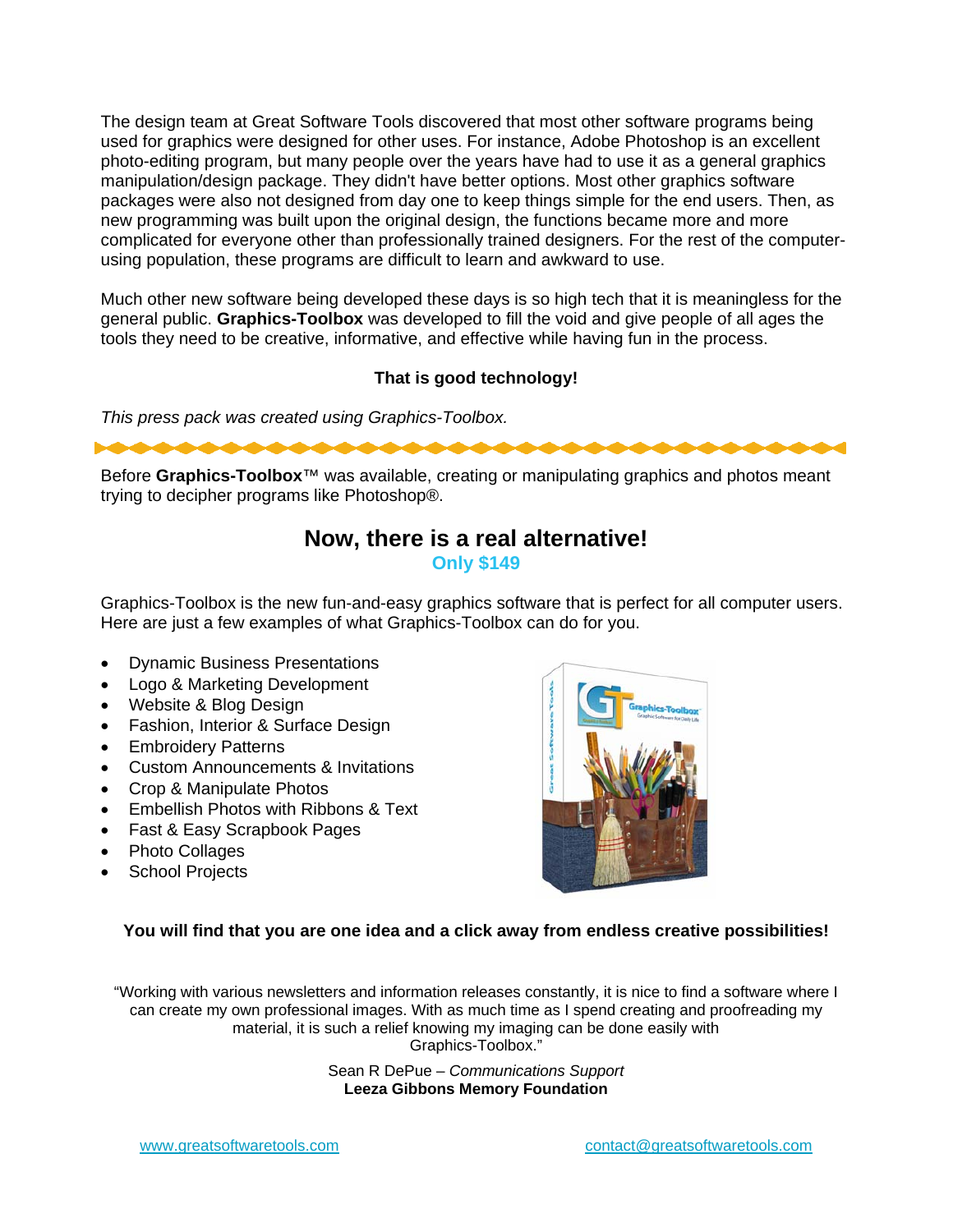The design team at Great Software Tools discovered that most other software programs being used for graphics were designed for other uses. For instance, Adobe Photoshop is an excellent photo-editing program, but many people over the years have had to use it as a general graphics manipulation/design package. They didn't have better options. Most other graphics software packages were also not designed from day one to keep things simple for the end users. Then, as new programming was built upon the original design, the functions became more and more complicated for everyone other than professionally trained designers. For the rest of the computer-using population, these programs are difficult to learn and awkward to use.

Much other new software being developed these days is so high tech that it is meaningless for the general public. **Graphics-Toolbox** was developed to fill the void and give people of all ages the tools they need to be creative, informative, and effective while having fun in the process.

**That is good technology!**

*This press pack was created using Graphics-Toolbox.*

---

Before **Graphics-Toolbox**™ was available, creating or manipulating graphics and photos meant trying to decipher programs like Photoshop®.

## Now, there is a real alternative!

**Only $149**

Graphics-Toolbox is the new fun-and-easy graphics software that is perfect for all computer users. Here are just a few examples of what Graphics-Toolbox can do for you.

- Dynamic Business Presentations
- Logo & Marketing Development
- Website & Blog Design
- Fashion, Interior & Surface Design
- Embroidery Patterns
- Custom Announcements & Invitations
- Crop & Manipulate Photos
- Embellish Photos with Ribbons & Text
- Fast & Easy Scrapbook Pages
- Photo Collages
- School Projects

**You will find that you are one idea and a click away from endless creative possibilities!**

"Working with various newsletters and information releases constantly, it is nice to find a software where I can create my own professional images. With as much time as I spend creating and proofreading my material, it is such a relief knowing my imaging can be done easily with Graphics-Toolbox."

Sean R DePue – *Communications Support*
**Leeza Gibbons Memory Foundation**

www.greatsoftwaretools.com  contact@greatsoftwaretools.com